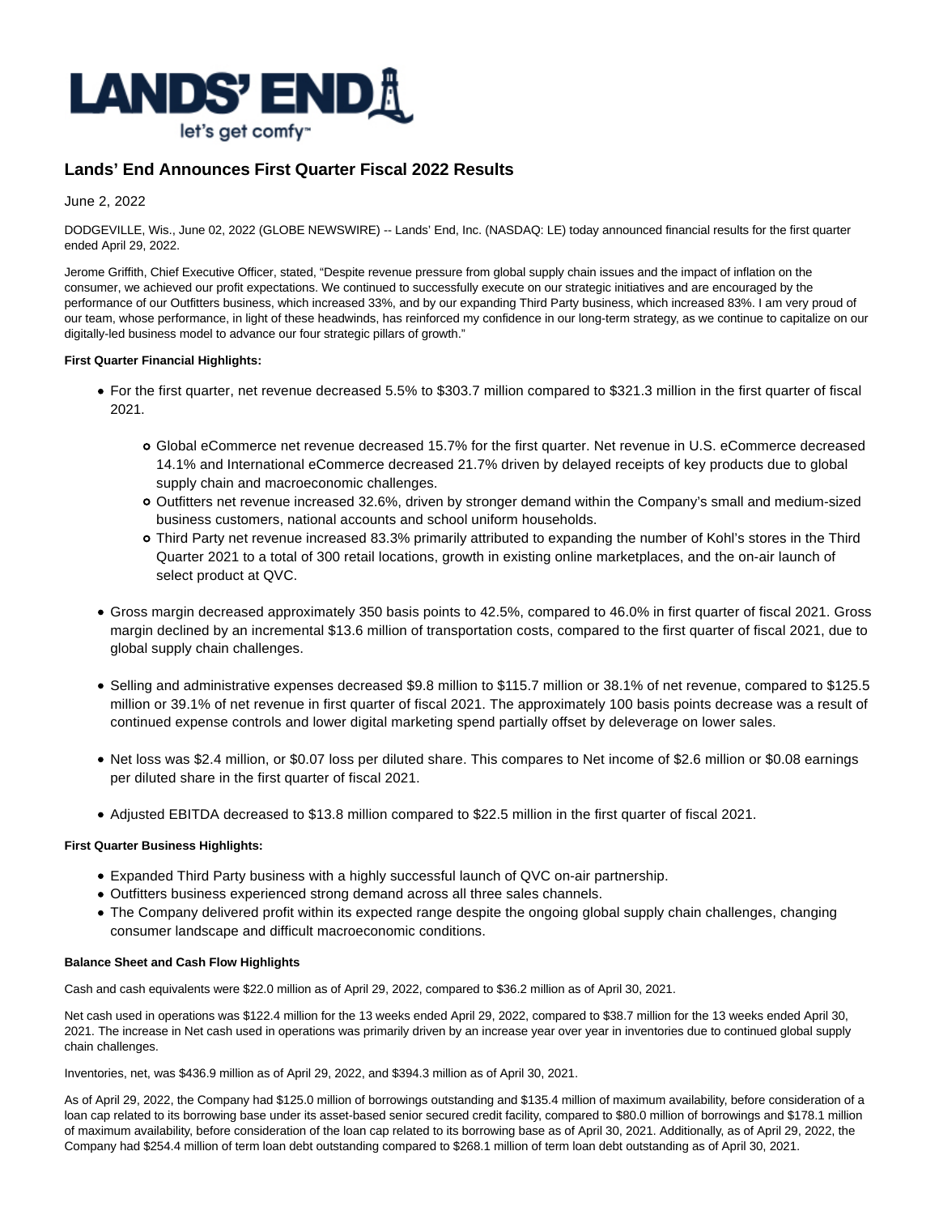# Lands' End Announces First Quarter Fiscal 2022 Results

June 2, 2022

DODGEVILLE, Wis., June 02, 2022 (GLOBE NEWSWIRE) -- Lands' End, Inc. (NASDAQ: LE) today announced financial results for the first quarter ended April 29, 2022.

Jerome Griffith, Chief Executive Officer, stated, "Despite revenue pressure from global supply chain issues and the impact of inflation on the consumer, we achieved our profit expectations. We continued to successfully execute on our strategic initiatives and are encouraged by the performance of our Outfitters business, which increased 33%, and by our expanding Third Party business, which increased 83%. I am very proud of our team, whose performance, in light of these headwinds, has reinforced my confidence in our long-term strategy, as we continue to capitalize on our digitally-led business model to advance our four strategic pillars of growth."

**First Quarter Financial Highlights:**

- For the first quarter, net revenue decreased 5.5% to $303.7 million compared to $321.3 million in the first quarter of fiscal 2021.
  - Global eCommerce net revenue decreased 15.7% for the first quarter. Net revenue in U.S. eCommerce decreased 14.1% and International eCommerce decreased 21.7% driven by delayed receipts of key products due to global supply chain and macroeconomic challenges.
  - Outfitters net revenue increased 32.6%, driven by stronger demand within the Company's small and medium-sized business customers, national accounts and school uniform households.
  - Third Party net revenue increased 83.3% primarily attributed to expanding the number of Kohl's stores in the Third Quarter 2021 to a total of 300 retail locations, growth in existing online marketplaces, and the on-air launch of select product at QVC.
- Gross margin decreased approximately 350 basis points to 42.5%, compared to 46.0% in first quarter of fiscal 2021. Gross margin declined by an incremental $13.6 million of transportation costs, compared to the first quarter of fiscal 2021, due to global supply chain challenges.
- Selling and administrative expenses decreased $9.8 million to $115.7 million or 38.1% of net revenue, compared to $125.5 million or 39.1% of net revenue in first quarter of fiscal 2021. The approximately 100 basis points decrease was a result of continued expense controls and lower digital marketing spend partially offset by deleverage on lower sales.
- Net loss was $2.4 million, or $0.07 loss per diluted share. This compares to Net income of $2.6 million or $0.08 earnings per diluted share in the first quarter of fiscal 2021.
- Adjusted EBITDA decreased to $13.8 million compared to $22.5 million in the first quarter of fiscal 2021.

**First Quarter Business Highlights:**

- Expanded Third Party business with a highly successful launch of QVC on-air partnership.
- Outfitters business experienced strong demand across all three sales channels.
- The Company delivered profit within its expected range despite the ongoing global supply chain challenges, changing consumer landscape and difficult macroeconomic conditions.

**Balance Sheet and Cash Flow Highlights**

Cash and cash equivalents were $22.0 million as of April 29, 2022, compared to $36.2 million as of April 30, 2021.

Net cash used in operations was $122.4 million for the 13 weeks ended April 29, 2022, compared to $38.7 million for the 13 weeks ended April 30, 2021. The increase in Net cash used in operations was primarily driven by an increase year over year in inventories due to continued global supply chain challenges.

Inventories, net, was $436.9 million as of April 29, 2022, and $394.3 million as of April 30, 2021.

As of April 29, 2022, the Company had $125.0 million of borrowings outstanding and $135.4 million of maximum availability, before consideration of a loan cap related to its borrowing base under its asset-based senior secured credit facility, compared to $80.0 million of borrowings and $178.1 million of maximum availability, before consideration of the loan cap related to its borrowing base as of April 30, 2021. Additionally, as of April 29, 2022, the Company had $254.4 million of term loan debt outstanding compared to $268.1 million of term loan debt outstanding as of April 30, 2021.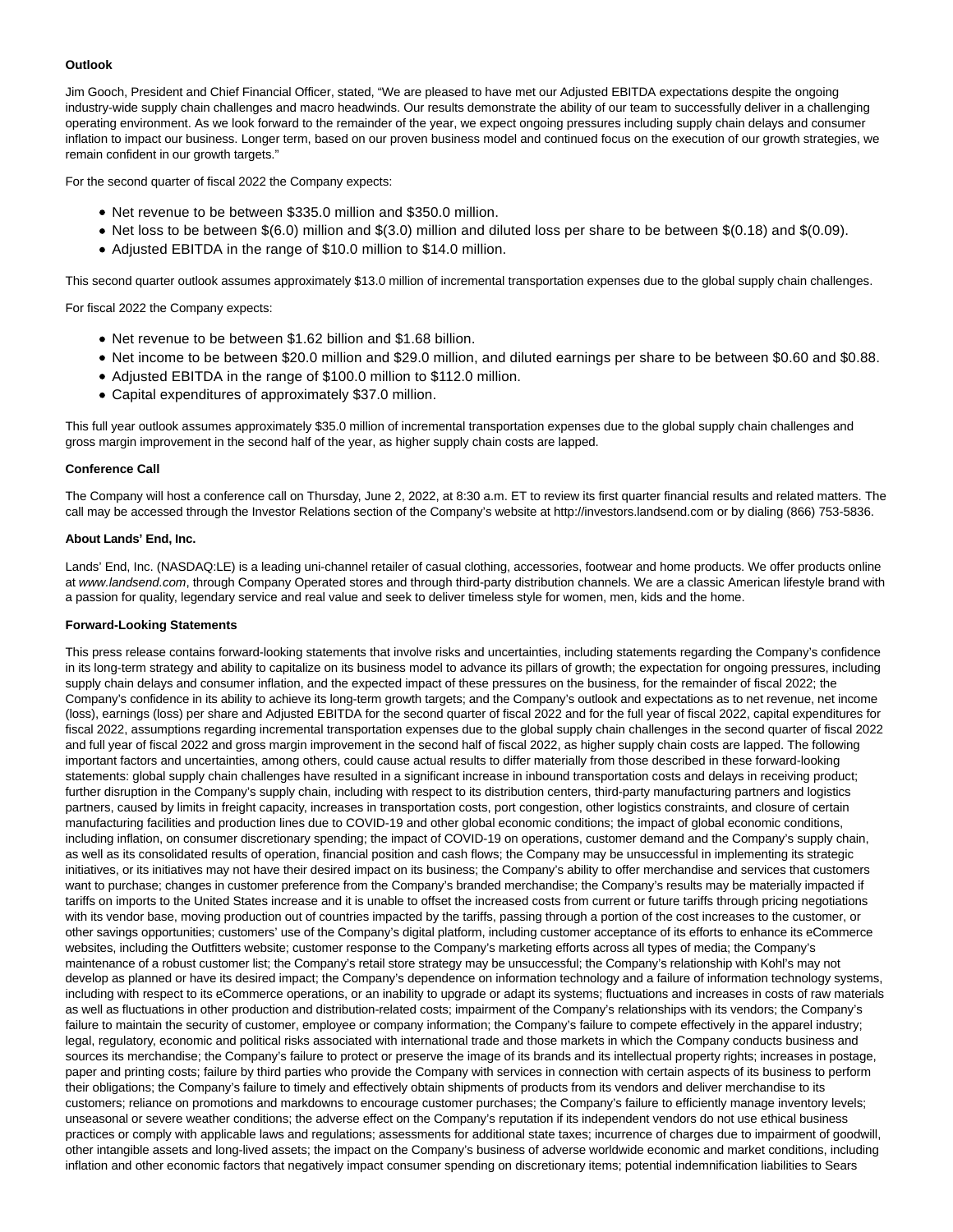**Outlook**

Jim Gooch, President and Chief Financial Officer, stated, "We are pleased to have met our Adjusted EBITDA expectations despite the ongoing industry-wide supply chain challenges and macro headwinds. Our results demonstrate the ability of our team to successfully deliver in a challenging operating environment. As we look forward to the remainder of the year, we expect ongoing pressures including supply chain delays and consumer inflation to impact our business. Longer term, based on our proven business model and continued focus on the execution of our growth strategies, we remain confident in our growth targets."

For the second quarter of fiscal 2022 the Company expects:

- Net revenue to be between $335.0 million and $350.0 million.
- Net loss to be between $(6.0) million and $(3.0) million and diluted loss per share to be between $(0.18) and $(0.09).
- Adjusted EBITDA in the range of $10.0 million to $14.0 million.

This second quarter outlook assumes approximately $13.0 million of incremental transportation expenses due to the global supply chain challenges.

For fiscal 2022 the Company expects:

- Net revenue to be between $1.62 billion and $1.68 billion.
- Net income to be between $20.0 million and $29.0 million, and diluted earnings per share to be between $0.60 and $0.88.
- Adjusted EBITDA in the range of $100.0 million to $112.0 million.
- Capital expenditures of approximately $37.0 million.

This full year outlook assumes approximately $35.0 million of incremental transportation expenses due to the global supply chain challenges and gross margin improvement in the second half of the year, as higher supply chain costs are lapped.

**Conference Call**

The Company will host a conference call on Thursday, June 2, 2022, at 8:30 a.m. ET to review its first quarter financial results and related matters. The call may be accessed through the Investor Relations section of the Company's website at http://investors.landsend.com or by dialing (866) 753-5836.

**About Lands' End, Inc.**

Lands' End, Inc. (NASDAQ:LE) is a leading uni-channel retailer of casual clothing, accessories, footwear and home products. We offer products online at *www.landsend.com*, through Company Operated stores and through third-party distribution channels. We are a classic American lifestyle brand with a passion for quality, legendary service and real value and seek to deliver timeless style for women, men, kids and the home.

**Forward-Looking Statements**

This press release contains forward-looking statements that involve risks and uncertainties, including statements regarding the Company's confidence in its long-term strategy and ability to capitalize on its business model to advance its pillars of growth; the expectation for ongoing pressures, including supply chain delays and consumer inflation, and the expected impact of these pressures on the business, for the remainder of fiscal 2022; the Company's confidence in its ability to achieve its long-term growth targets; and the Company's outlook and expectations as to net revenue, net income (loss), earnings (loss) per share and Adjusted EBITDA for the second quarter of fiscal 2022 and for the full year of fiscal 2022, capital expenditures for fiscal 2022, assumptions regarding incremental transportation expenses due to the global supply chain challenges in the second quarter of fiscal 2022 and full year of fiscal 2022 and gross margin improvement in the second half of fiscal 2022, as higher supply chain costs are lapped. The following important factors and uncertainties, among others, could cause actual results to differ materially from those described in these forward-looking statements: global supply chain challenges have resulted in a significant increase in inbound transportation costs and delays in receiving product; further disruption in the Company's supply chain, including with respect to its distribution centers, third-party manufacturing partners and logistics partners, caused by limits in freight capacity, increases in transportation costs, port congestion, other logistics constraints, and closure of certain manufacturing facilities and production lines due to COVID-19 and other global economic conditions; the impact of global economic conditions, including inflation, on consumer discretionary spending; the impact of COVID-19 on operations, customer demand and the Company's supply chain, as well as its consolidated results of operation, financial position and cash flows; the Company may be unsuccessful in implementing its strategic initiatives, or its initiatives may not have their desired impact on its business; the Company's ability to offer merchandise and services that customers want to purchase; changes in customer preference from the Company's branded merchandise; the Company's results may be materially impacted if tariffs on imports to the United States increase and it is unable to offset the increased costs from current or future tariffs through pricing negotiations with its vendor base, moving production out of countries impacted by the tariffs, passing through a portion of the cost increases to the customer, or other savings opportunities; customers' use of the Company's digital platform, including customer acceptance of its efforts to enhance its eCommerce websites, including the Outfitters website; customer response to the Company's marketing efforts across all types of media; the Company's maintenance of a robust customer list; the Company's retail store strategy may be unsuccessful; the Company's relationship with Kohl's may not develop as planned or have its desired impact; the Company's dependence on information technology and a failure of information technology systems, including with respect to its eCommerce operations, or an inability to upgrade or adapt its systems; fluctuations and increases in costs of raw materials as well as fluctuations in other production and distribution-related costs; impairment of the Company's relationships with its vendors; the Company's failure to maintain the security of customer, employee or company information; the Company's failure to compete effectively in the apparel industry; legal, regulatory, economic and political risks associated with international trade and those markets in which the Company conducts business and sources its merchandise; the Company's failure to protect or preserve the image of its brands and its intellectual property rights; increases in postage, paper and printing costs; failure by third parties who provide the Company with services in connection with certain aspects of its business to perform their obligations; the Company's failure to timely and effectively obtain shipments of products from its vendors and deliver merchandise to its customers; reliance on promotions and markdowns to encourage customer purchases; the Company's failure to efficiently manage inventory levels; unseasonal or severe weather conditions; the adverse effect on the Company's reputation if its independent vendors do not use ethical business practices or comply with applicable laws and regulations; assessments for additional state taxes; incurrence of charges due to impairment of goodwill, other intangible assets and long-lived assets; the impact on the Company's business of adverse worldwide economic and market conditions, including inflation and other economic factors that negatively impact consumer spending on discretionary items; potential indemnification liabilities to Sears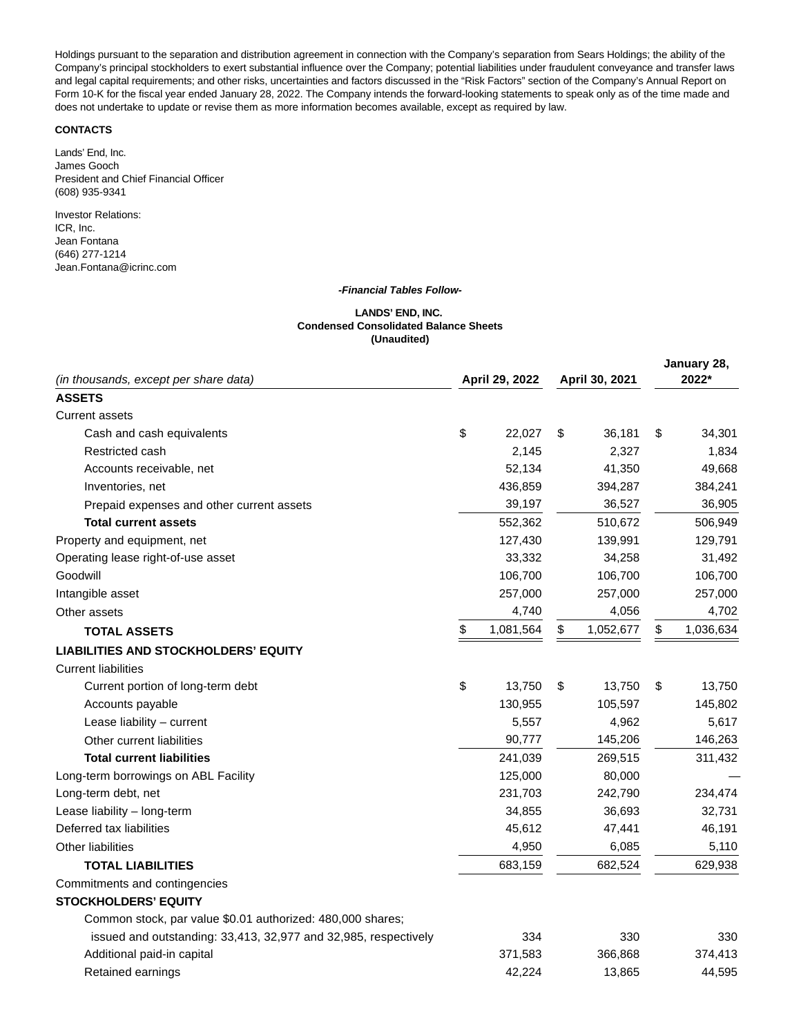Holdings pursuant to the separation and distribution agreement in connection with the Company's separation from Sears Holdings; the ability of the Company's principal stockholders to exert substantial influence over the Company; potential liabilities under fraudulent conveyance and transfer laws and legal capital requirements; and other risks, uncertainties and factors discussed in the "Risk Factors" section of the Company's Annual Report on Form 10-K for the fiscal year ended January 28, 2022. The Company intends the forward-looking statements to speak only as of the time made and does not undertake to update or revise them as more information becomes available, except as required by law.

**CONTACTS**

Lands' End, Inc.
James Gooch
President and Chief Financial Officer
(608) 935-9341

Investor Relations:
ICR, Inc.
Jean Fontana
(646) 277-1214
Jean.Fontana@icrinc.com

***-Financial Tables Follow-***

**LANDS' END, INC.**
**Condensed Consolidated Balance Sheets**
**(Unaudited)**

| *(in thousands, except per share data)* | April 29, 2022 | April 30, 2021 | January 28, 2022* |
|---|---|---|---|
| **ASSETS** | | | |
| Current assets | | | |
| Cash and cash equivalents | $ 22,027 | $ 36,181 | $ 34,301 |
| Restricted cash | 2,145 | 2,327 | 1,834 |
| Accounts receivable, net | 52,134 | 41,350 | 49,668 |
| Inventories, net | 436,859 | 394,287 | 384,241 |
| Prepaid expenses and other current assets | 39,197 | 36,527 | 36,905 |
| **Total current assets** | 552,362 | 510,672 | 506,949 |
| Property and equipment, net | 127,430 | 139,991 | 129,791 |
| Operating lease right-of-use asset | 33,332 | 34,258 | 31,492 |
| Goodwill | 106,700 | 106,700 | 106,700 |
| Intangible asset | 257,000 | 257,000 | 257,000 |
| Other assets | 4,740 | 4,056 | 4,702 |
| **TOTAL ASSETS** | $ 1,081,564 | $ 1,052,677 | $ 1,036,634 |
| **LIABILITIES AND STOCKHOLDERS' EQUITY** | | | |
| Current liabilities | | | |
| Current portion of long-term debt | $ 13,750 | $ 13,750 | $ 13,750 |
| Accounts payable | 130,955 | 105,597 | 145,802 |
| Lease liability – current | 5,557 | 4,962 | 5,617 |
| Other current liabilities | 90,777 | 145,206 | 146,263 |
| **Total current liabilities** | 241,039 | 269,515 | 311,432 |
| Long-term borrowings on ABL Facility | 125,000 | 80,000 | — |
| Long-term debt, net | 231,703 | 242,790 | 234,474 |
| Lease liability – long-term | 34,855 | 36,693 | 32,731 |
| Deferred tax liabilities | 45,612 | 47,441 | 46,191 |
| Other liabilities | 4,950 | 6,085 | 5,110 |
| **TOTAL LIABILITIES** | 683,159 | 682,524 | 629,938 |
| Commitments and contingencies | | | |
| **STOCKHOLDERS' EQUITY** | | | |
| Common stock, par value $0.01 authorized: 480,000 shares; issued and outstanding: 33,413, 32,977 and 32,985, respectively | 334 | 330 | 330 |
| Additional paid-in capital | 371,583 | 366,868 | 374,413 |
| Retained earnings | 42,224 | 13,865 | 44,595 |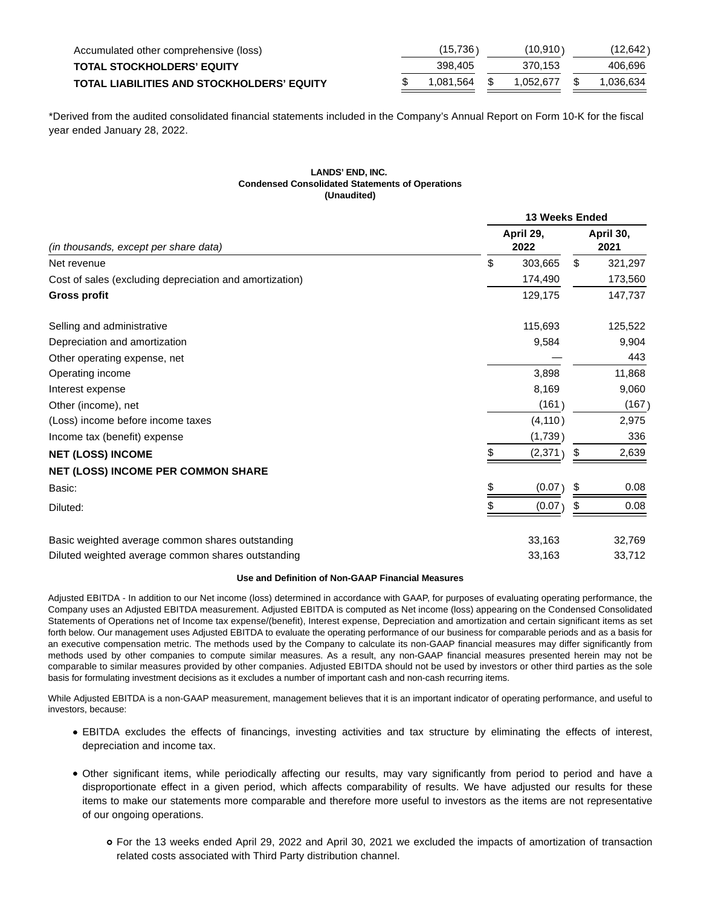| | | | |
|---|---|---|---|
| Accumulated other comprehensive (loss) | (15,736) | (10,910) | (12,642) |
| **TOTAL STOCKHOLDERS' EQUITY** | 398,405 | 370,153 | 406,696 |
| **TOTAL LIABILITIES AND STOCKHOLDERS' EQUITY** | $ 1,081,564 | $ 1,052,677 | $ 1,036,634 |

*Derived from the audited consolidated financial statements included in the Company's Annual Report on Form 10-K for the fiscal year ended January 28, 2022.

**LANDS' END, INC.**
**Condensed Consolidated Statements of Operations**
**(Unaudited)**

| | 13 Weeks Ended | |
|---|---|---|
| *(in thousands, except per share data)* | April 29, 2022 | April 30, 2021 |
| Net revenue | $ 303,665 | $ 321,297 |
| Cost of sales (excluding depreciation and amortization) | 174,490 | 173,560 |
| **Gross profit** | 129,175 | 147,737 |
| | | |
| Selling and administrative | 115,693 | 125,522 |
| Depreciation and amortization | 9,584 | 9,904 |
| Other operating expense, net | — | 443 |
| Operating income | 3,898 | 11,868 |
| Interest expense | 8,169 | 9,060 |
| Other (income), net | (161) | (167) |
| (Loss) income before income taxes | (4,110) | 2,975 |
| Income tax (benefit) expense | (1,739) | 336 |
| **NET (LOSS) INCOME** | $ (2,371) | $ 2,639 |
| **NET (LOSS) INCOME PER COMMON SHARE** | | |
| Basic: | $ (0.07) | $ 0.08 |
| Diluted: | $ (0.07) | $ 0.08 |
| | | |
| Basic weighted average common shares outstanding | 33,163 | 32,769 |
| Diluted weighted average common shares outstanding | 33,163 | 33,712 |

**Use and Definition of Non-GAAP Financial Measures**

Adjusted EBITDA - In addition to our Net income (loss) determined in accordance with GAAP, for purposes of evaluating operating performance, the Company uses an Adjusted EBITDA measurement. Adjusted EBITDA is computed as Net income (loss) appearing on the Condensed Consolidated Statements of Operations net of Income tax expense/(benefit), Interest expense, Depreciation and amortization and certain significant items as set forth below. Our management uses Adjusted EBITDA to evaluate the operating performance of our business for comparable periods and as a basis for an executive compensation metric. The methods used by the Company to calculate its non-GAAP financial measures may differ significantly from methods used by other companies to compute similar measures. As a result, any non-GAAP financial measures presented herein may not be comparable to similar measures provided by other companies. Adjusted EBITDA should not be used by investors or other third parties as the sole basis for formulating investment decisions as it excludes a number of important cash and non-cash recurring items.

While Adjusted EBITDA is a non-GAAP measurement, management believes that it is an important indicator of operating performance, and useful to investors, because:

- EBITDA excludes the effects of financings, investing activities and tax structure by eliminating the effects of interest, depreciation and income tax.
- Other significant items, while periodically affecting our results, may vary significantly from period to period and have a disproportionate effect in a given period, which affects comparability of results. We have adjusted our results for these items to make our statements more comparable and therefore more useful to investors as the items are not representative of our ongoing operations.
  - For the 13 weeks ended April 29, 2022 and April 30, 2021 we excluded the impacts of amortization of transaction related costs associated with Third Party distribution channel.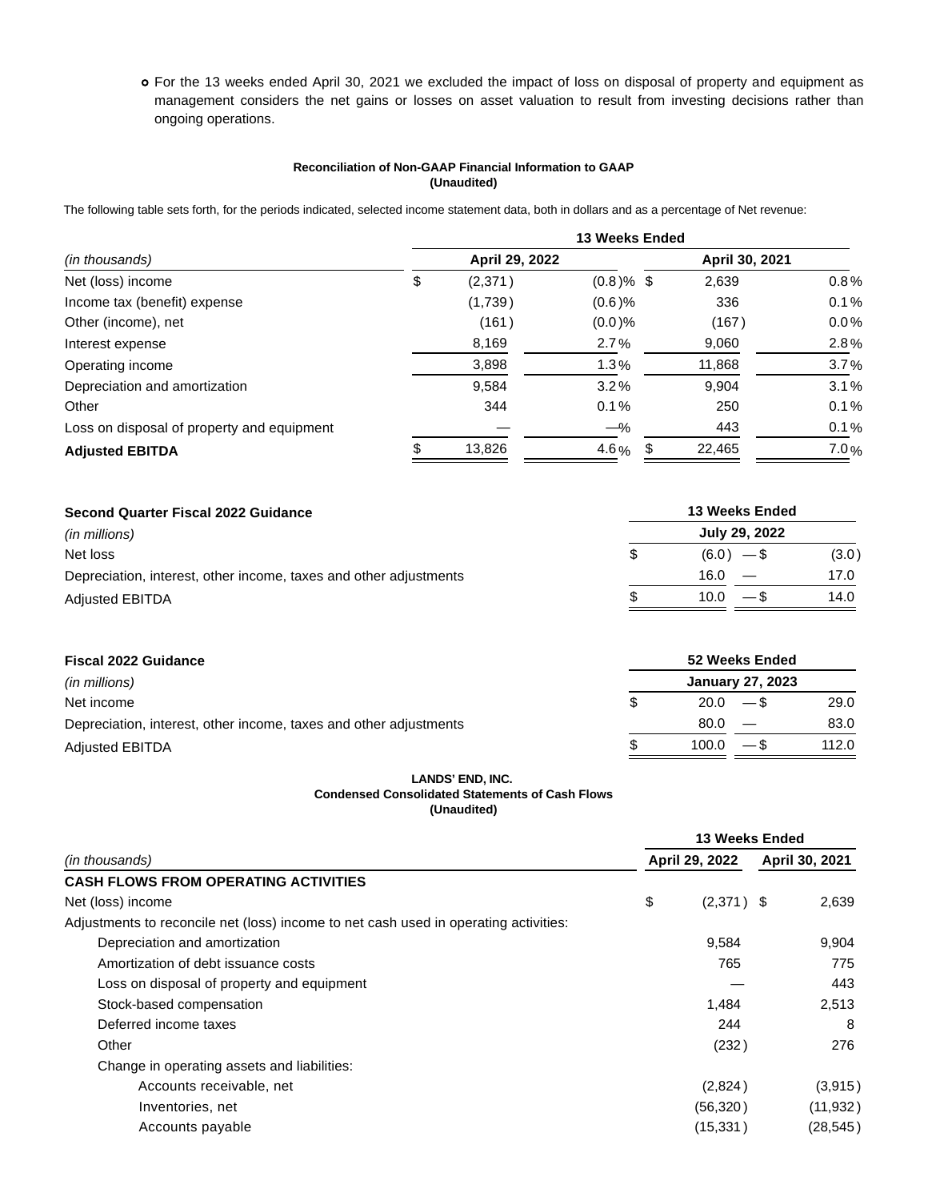- For the 13 weeks ended April 30, 2021 we excluded the impact of loss on disposal of property and equipment as management considers the net gains or losses on asset valuation to result from investing decisions rather than ongoing operations.

**Reconciliation of Non-GAAP Financial Information to GAAP**
**(Unaudited)**

The following table sets forth, for the periods indicated, selected income statement data, both in dollars and as a percentage of Net revenue:

| (in thousands) | 13 Weeks Ended April 29, 2022 | | 13 Weeks Ended April 30, 2021 | |
|---|---|---|---|---|
| Net (loss) income | $ (2,371) | (0.8)% | $ 2,639 | 0.8% |
| Income tax (benefit) expense | (1,739) | (0.6)% | 336 | 0.1% |
| Other (income), net | (161) | (0.0)% | (167) | 0.0% |
| Interest expense | 8,169 | 2.7% | 9,060 | 2.8% |
| Operating income | 3,898 | 1.3% | 11,868 | 3.7% |
| Depreciation and amortization | 9,584 | 3.2% | 9,904 | 3.1% |
| Other | 344 | 0.1% | 250 | 0.1% |
| Loss on disposal of property and equipment | — | —% | 443 | 0.1% |
| **Adjusted EBITDA** | $ 13,826 | 4.6% | $ 22,465 | 7.0% |

| **Second Quarter Fiscal 2022 Guidance** *(in millions)* | 13 Weeks Ended July 29, 2022 | | |
|---|---|---|---|
| Net loss | $ (6.0) | — | $ (3.0) |
| Depreciation, interest, other income, taxes and other adjustments | 16.0 | — | 17.0 |
| Adjusted EBITDA | $ 10.0 | — | $ 14.0 |

| **Fiscal 2022 Guidance** *(in millions)* | 52 Weeks Ended January 27, 2023 | | |
|---|---|---|---|
| Net income | $ 20.0 | — | $ 29.0 |
| Depreciation, interest, other income, taxes and other adjustments | 80.0 | — | 83.0 |
| Adjusted EBITDA | $ 100.0 | — | $ 112.0 |

**LANDS' END, INC.**
**Condensed Consolidated Statements of Cash Flows**
**(Unaudited)**

| (in thousands) | 13 Weeks Ended April 29, 2022 | 13 Weeks Ended April 30, 2021 |
|---|---|---|
| **CASH FLOWS FROM OPERATING ACTIVITIES** | | |
| Net (loss) income | $ (2,371) | $ 2,639 |
| Adjustments to reconcile net (loss) income to net cash used in operating activities: | | |
| Depreciation and amortization | 9,584 | 9,904 |
| Amortization of debt issuance costs | 765 | 775 |
| Loss on disposal of property and equipment | — | 443 |
| Stock-based compensation | 1,484 | 2,513 |
| Deferred income taxes | 244 | 8 |
| Other | (232) | 276 |
| Change in operating assets and liabilities: | | |
| Accounts receivable, net | (2,824) | (3,915) |
| Inventories, net | (56,320) | (11,932) |
| Accounts payable | (15,331) | (28,545) |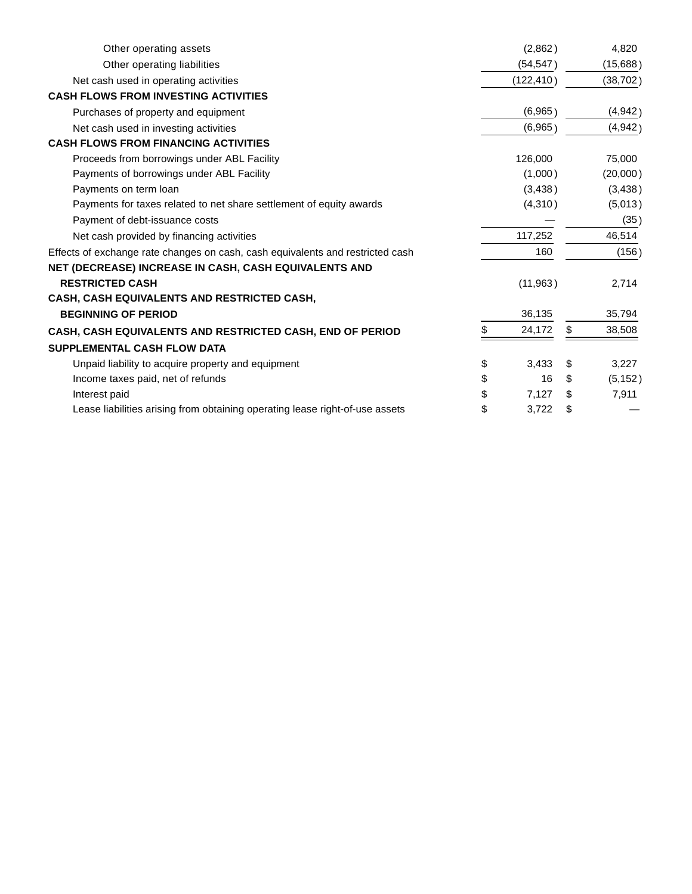| | | |
|---|---|---|
| Other operating assets | (2,862) | 4,820 |
| Other operating liabilities | (54,547) | (15,688) |
| Net cash used in operating activities | (122,410) | (38,702) |
| **CASH FLOWS FROM INVESTING ACTIVITIES** | | |
| Purchases of property and equipment | (6,965) | (4,942) |
| Net cash used in investing activities | (6,965) | (4,942) |
| **CASH FLOWS FROM FINANCING ACTIVITIES** | | |
| Proceeds from borrowings under ABL Facility | 126,000 | 75,000 |
| Payments of borrowings under ABL Facility | (1,000) | (20,000) |
| Payments on term loan | (3,438) | (3,438) |
| Payments for taxes related to net share settlement of equity awards | (4,310) | (5,013) |
| Payment of debt-issuance costs | — | (35) |
| Net cash provided by financing activities | 117,252 | 46,514 |
| Effects of exchange rate changes on cash, cash equivalents and restricted cash | 160 | (156) |
| **NET (DECREASE) INCREASE IN CASH, CASH EQUIVALENTS AND RESTRICTED CASH** | (11,963) | 2,714 |
| **CASH, CASH EQUIVALENTS AND RESTRICTED CASH, BEGINNING OF PERIOD** | 36,135 | 35,794 |
| **CASH, CASH EQUIVALENTS AND RESTRICTED CASH, END OF PERIOD** | $ 24,172 | $ 38,508 |
| **SUPPLEMENTAL CASH FLOW DATA** | | |
| Unpaid liability to acquire property and equipment | $ 3,433 | $ 3,227 |
| Income taxes paid, net of refunds | $ 16 | $ (5,152) |
| Interest paid | $ 7,127 | $ 7,911 |
| Lease liabilities arising from obtaining operating lease right-of-use assets | $ 3,722 | $ — |